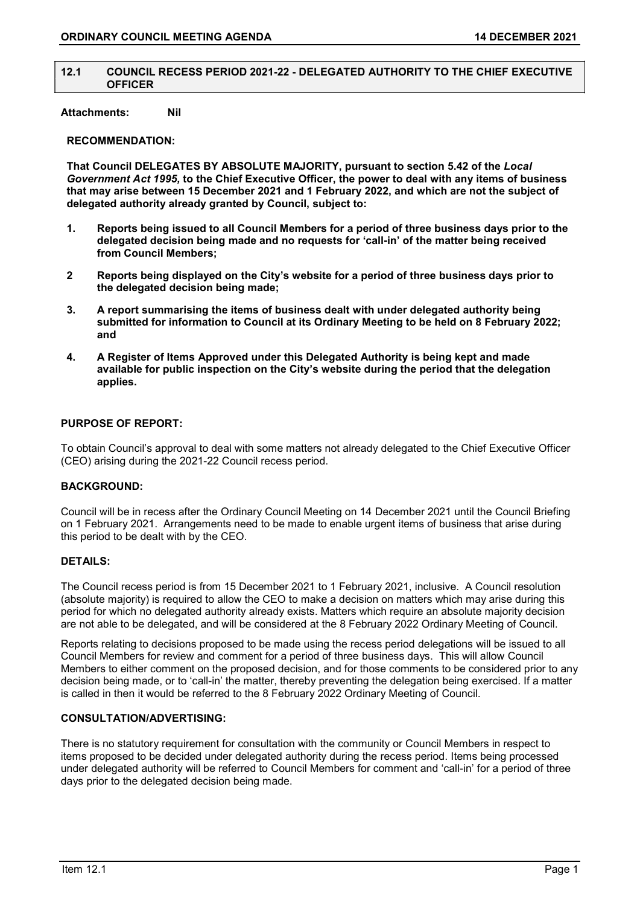## 12.1 COUNCIL RECESS PERIOD 2021-22 - DELEGATED AUTHORITY TO THE CHIEF EXECUTIVE OFFICER

**Attachments: Nil**

**RECOMMENDATION:**

**That Council DELEGATES BY ABSOLUTE MAJORITY, pursuant to section 5.42 of the *Local Government Act 1995,* to the Chief Executive Officer, the power to deal with any items of business that may arise between 15 December 2021 and 1 February 2022, and which are not the subject of delegated authority already granted by Council, subject to:**

1. **Reports being issued to all Council Members for a period of three business days prior to the delegated decision being made and no requests for 'call-in' of the matter being received from Council Members;**
2. **Reports being displayed on the City's website for a period of three business days prior to the delegated decision being made;**
3. **A report summarising the items of business dealt with under delegated authority being submitted for information to Council at its Ordinary Meeting to be held on 8 February 2022; and**
4. **A Register of Items Approved under this Delegated Authority is being kept and made available for public inspection on the City's website during the period that the delegation applies.**

**PURPOSE OF REPORT:**

To obtain Council's approval to deal with some matters not already delegated to the Chief Executive Officer (CEO) arising during the 2021-22 Council recess period.

**BACKGROUND:**

Council will be in recess after the Ordinary Council Meeting on 14 December 2021 until the Council Briefing on 1 February 2021. Arrangements need to be made to enable urgent items of business that arise during this period to be dealt with by the CEO.

**DETAILS:**

The Council recess period is from 15 December 2021 to 1 February 2021, inclusive. A Council resolution (absolute majority) is required to allow the CEO to make a decision on matters which may arise during this period for which no delegated authority already exists. Matters which require an absolute majority decision are not able to be delegated, and will be considered at the 8 February 2022 Ordinary Meeting of Council.

Reports relating to decisions proposed to be made using the recess period delegations will be issued to all Council Members for review and comment for a period of three business days. This will allow Council Members to either comment on the proposed decision, and for those comments to be considered prior to any decision being made, or to 'call-in' the matter, thereby preventing the delegation being exercised. If a matter is called in then it would be referred to the 8 February 2022 Ordinary Meeting of Council.

**CONSULTATION/ADVERTISING:**

There is no statutory requirement for consultation with the community or Council Members in respect to items proposed to be decided under delegated authority during the recess period. Items being processed under delegated authority will be referred to Council Members for comment and 'call-in' for a period of three days prior to the delegated decision being made.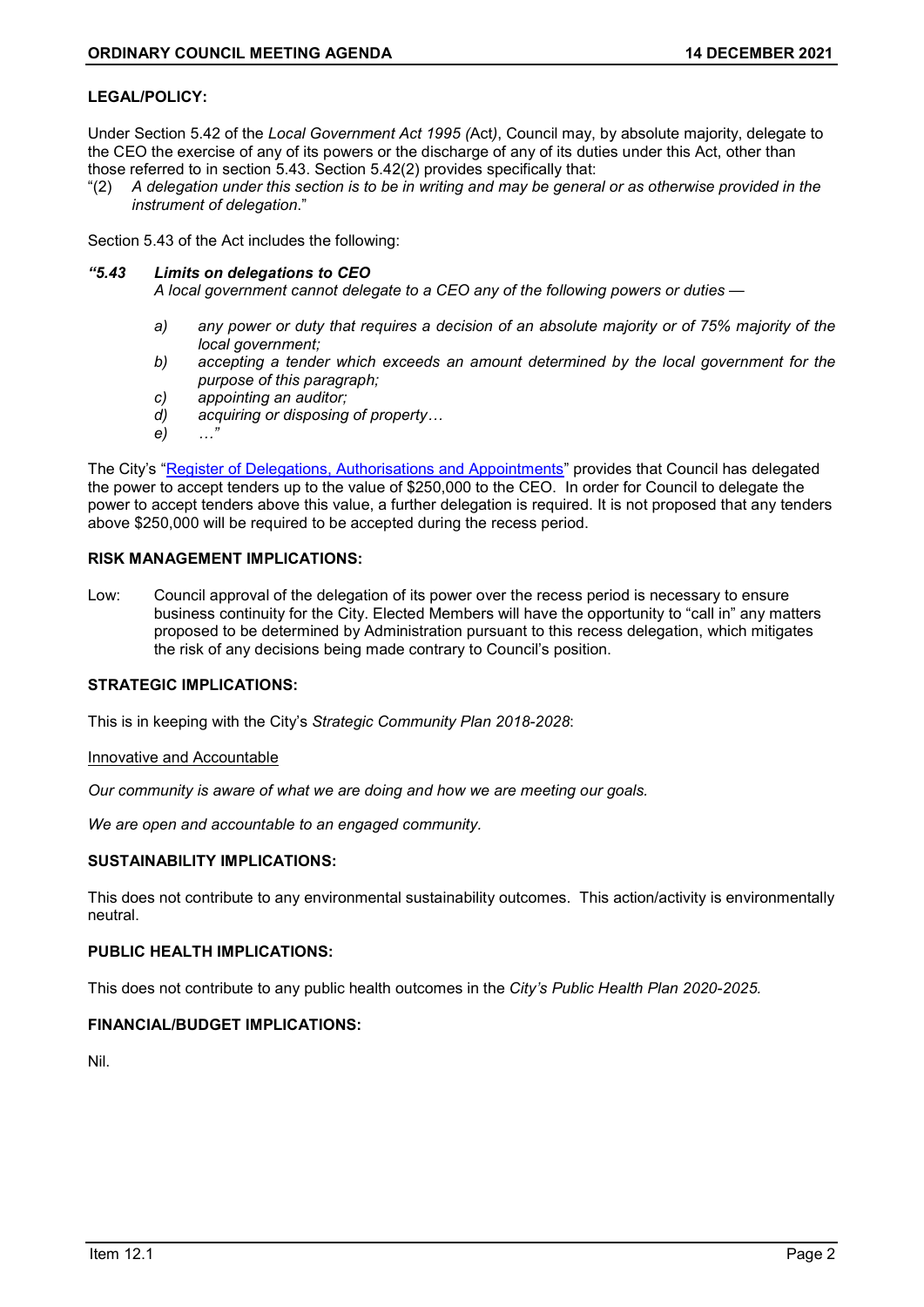**LEGAL/POLICY:**

Under Section 5.42 of the *Local Government Act 1995 (*Act*)*, Council may, by absolute majority, delegate to the CEO the exercise of any of its powers or the discharge of any of its duties under this Act, other than those referred to in section 5.43. Section 5.42(2) provides specifically that:

"(2) *A delegation under this section is to be in writing and may be general or as otherwise provided in the instrument of delegation*."

Section 5.43 of the Act includes the following:

***"5.43 Limits on delegations to CEO***

*A local government cannot delegate to a CEO any of the following powers or duties —*

- *a) any power or duty that requires a decision of an absolute majority or of 75% majority of the local government;*
- *b) accepting a tender which exceeds an amount determined by the local government for the purpose of this paragraph;*
- *c) appointing an auditor;*
- *d) acquiring or disposing of property…*
- *e) …"*

The City's "Register of Delegations, Authorisations and Appointments" provides that Council has delegated the power to accept tenders up to the value of $250,000 to the CEO. In order for Council to delegate the power to accept tenders above this value, a further delegation is required. It is not proposed that any tenders above $250,000 will be required to be accepted during the recess period.

**RISK MANAGEMENT IMPLICATIONS:**

Low: Council approval of the delegation of its power over the recess period is necessary to ensure business continuity for the City. Elected Members will have the opportunity to "call in" any matters proposed to be determined by Administration pursuant to this recess delegation, which mitigates the risk of any decisions being made contrary to Council's position.

**STRATEGIC IMPLICATIONS:**

This is in keeping with the City's *Strategic Community Plan 2018-2028*:

Innovative and Accountable

*Our community is aware of what we are doing and how we are meeting our goals.*

*We are open and accountable to an engaged community.*

**SUSTAINABILITY IMPLICATIONS:**

This does not contribute to any environmental sustainability outcomes. This action/activity is environmentally neutral.

**PUBLIC HEALTH IMPLICATIONS:**

This does not contribute to any public health outcomes in the *City's Public Health Plan 2020-2025.*

**FINANCIAL/BUDGET IMPLICATIONS:**

Nil.